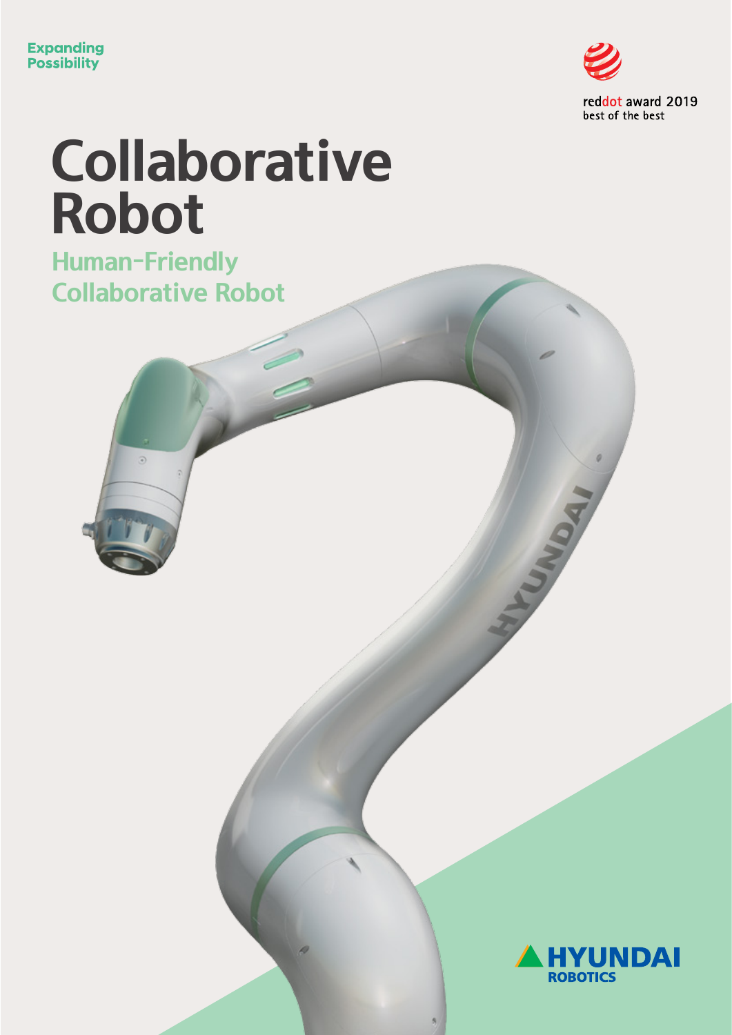Expanding
Possibility

reddot award 2019
best of the best

# Collaborative Robot

## Human-Friendly Collaborative Robot

HYUNDAI ROBOTICS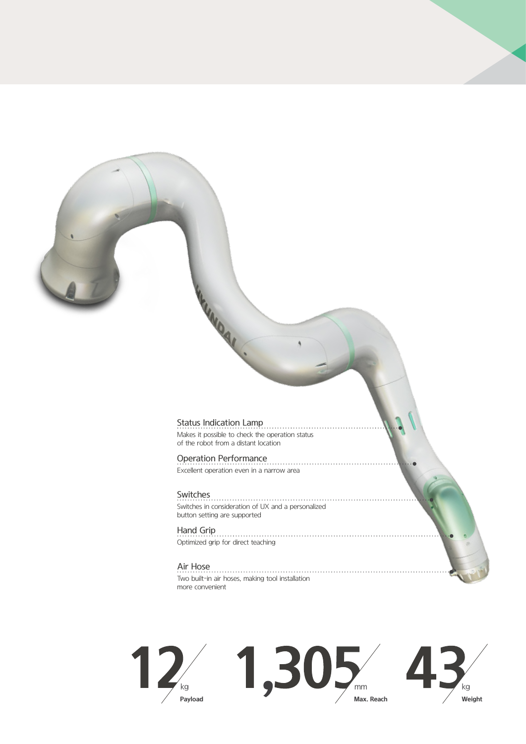### Status Indication Lamp

Makes it possible to check the operation status of the robot from a distant location

### Operation Performance

Excellent operation even in a narrow area

### Switches

Switches in consideration of UX and a personalized button setting are supported

### Hand Grip

Optimized grip for direct teaching

### Air Hose

Two built-in air hoses, making tool installation more convenient

**12** kg **Payload**

**1,305** mm **Max. Reach**

**43** kg **Weight**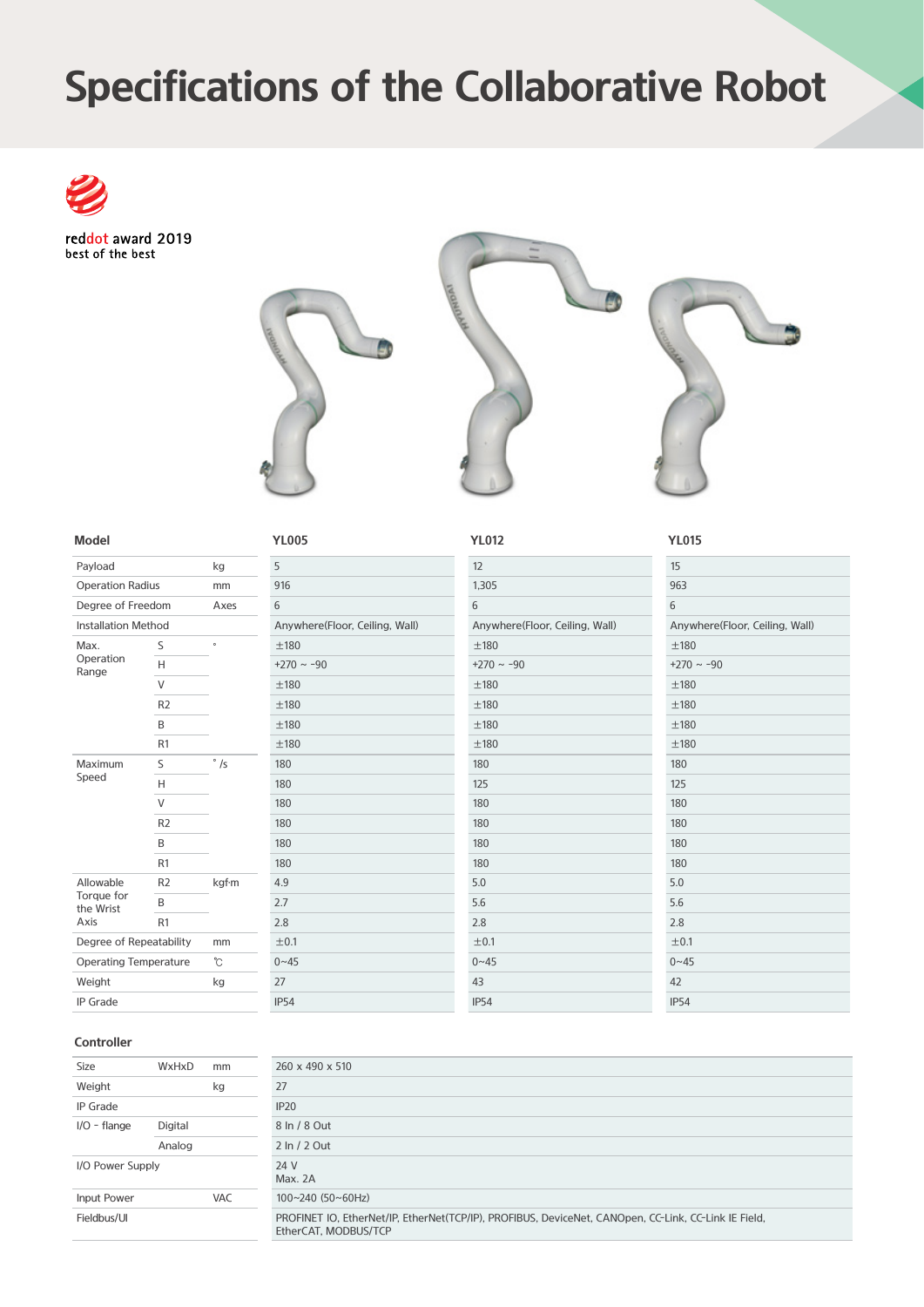# Specifications of the Collaborative Robot

reddot award 2019
best of the best

| Model | | | YL005 | YL012 | YL015 |
|---|---|---|---|---|---|
| Payload | | kg | 5 | 12 | 15 |
| Operation Radius | | mm | 916 | 1,305 | 963 |
| Degree of Freedom | | Axes | 6 | 6 | 6 |
| Installation Method | | | Anywhere(Floor, Ceiling, Wall) | Anywhere(Floor, Ceiling, Wall) | Anywhere(Floor, Ceiling, Wall) |
| Max. Operation Range | S | ° | ±180 | ±180 | ±180 |
| | H | | +270 ~ -90 | +270 ~ -90 | +270 ~ -90 |
| | V | | ±180 | ±180 | ±180 |
| | R2 | | ±180 | ±180 | ±180 |
| | B | | ±180 | ±180 | ±180 |
| | R1 | | ±180 | ±180 | ±180 |
| Maximum Speed | S | ° /s | 180 | 180 | 180 |
| | H | | 180 | 125 | 125 |
| | V | | 180 | 180 | 180 |
| | R2 | | 180 | 180 | 180 |
| | B | | 180 | 180 | 180 |
| | R1 | | 180 | 180 | 180 |
| Allowable Torque for the Wrist Axis | R2 | kgf·m | 4.9 | 5.0 | 5.0 |
| | B | | 2.7 | 5.6 | 5.6 |
| | R1 | | 2.8 | 2.8 | 2.8 |
| Degree of Repeatability | | mm | ±0.1 | ±0.1 | ±0.1 |
| Operating Temperature | | ℃ | 0~45 | 0~45 | 0~45 |
| Weight | | kg | 27 | 43 | 42 |
| IP Grade | | | IP54 | IP54 | IP54 |

## Controller

| | | | |
|---|---|---|---|
| Size | WxHxD | mm | 260 x 490 x 510 |
| Weight | | kg | 27 |
| IP Grade | | | IP20 |
| I/O - flange | Digital | | 8 In / 8 Out |
| | Analog | | 2 In / 2 Out |
| I/O Power Supply | | | 24 V<br>Max. 2A |
| Input Power | | VAC | 100~240 (50~60Hz) |
| Fieldbus/UI | | | PROFINET IO, EtherNet/IP, EtherNet(TCP/IP), PROFIBUS, DeviceNet, CANOpen, CC-Link, CC-Link IE Field, EtherCAT, MODBUS/TCP |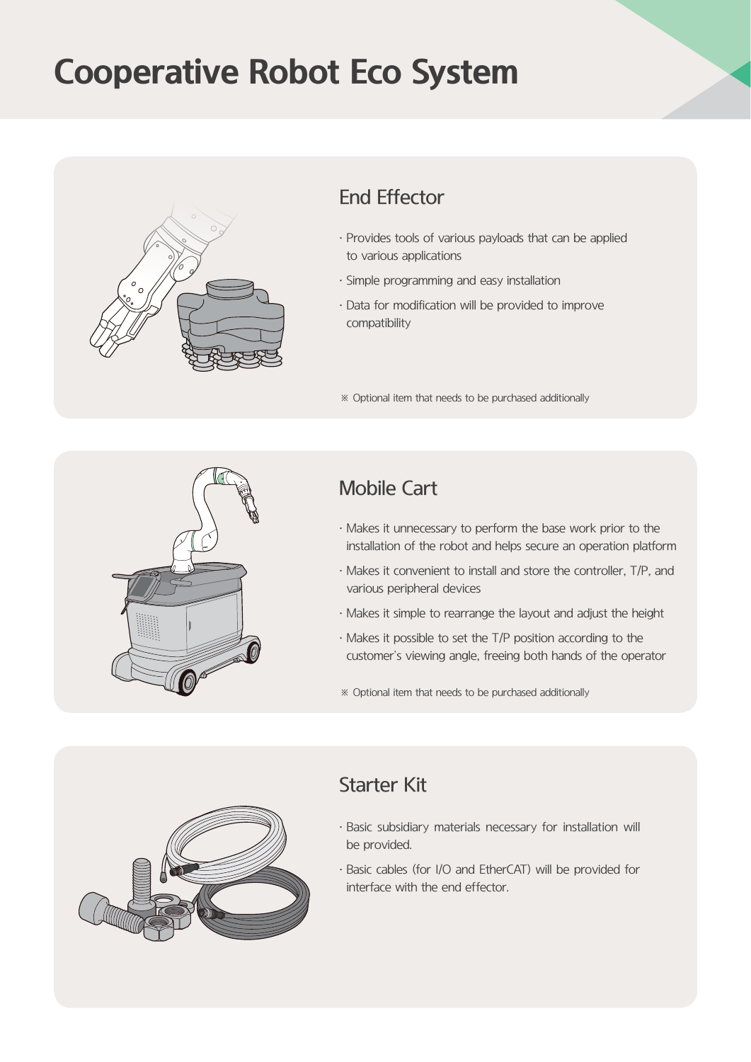# Cooperative Robot Eco System

## End Effector

- Provides tools of various payloads that can be applied to various applications
- Simple programming and easy installation
- Data for modification will be provided to improve compatibility

※ Optional item that needs to be purchased additionally

## Mobile Cart

- Makes it unnecessary to perform the base work prior to the installation of the robot and helps secure an operation platform
- Makes it convenient to install and store the controller, T/P, and various peripheral devices
- Makes it simple to rearrange the layout and adjust the height
- Makes it possible to set the T/P position according to the customer's viewing angle, freeing both hands of the operator

※ Optional item that needs to be purchased additionally

## Starter Kit

- Basic subsidiary materials necessary for installation will be provided.
- Basic cables (for I/O and EtherCAT) will be provided for interface with the end effector.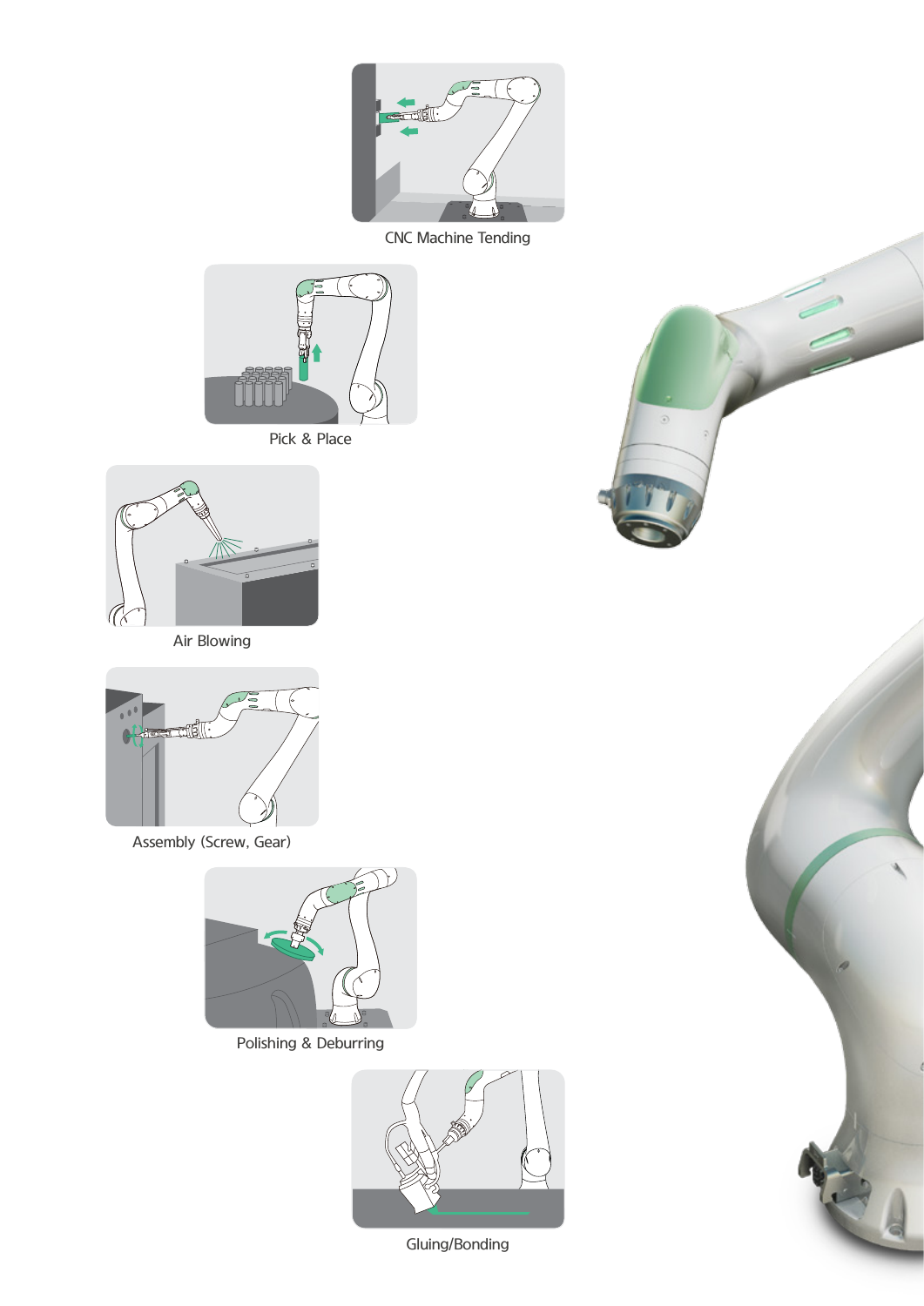CNC Machine Tending

Pick & Place

Air Blowing

Assembly (Screw, Gear)

Polishing & Deburring

Gluing/Bonding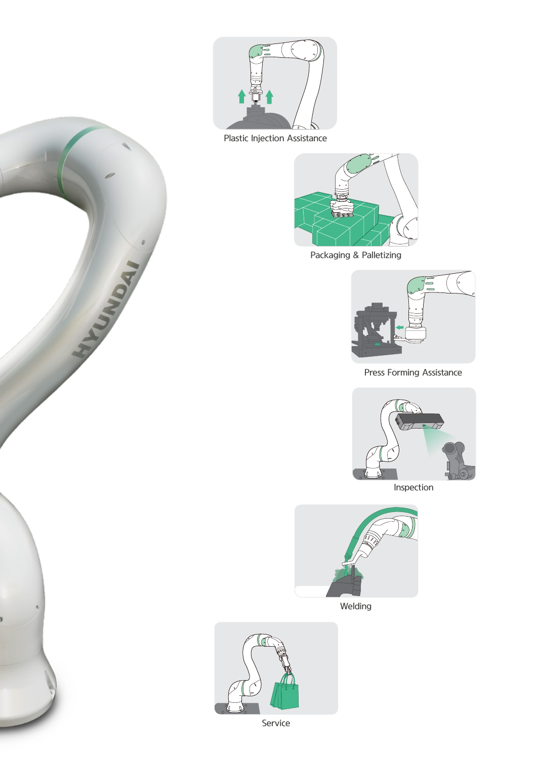Plastic Injection Assistance

Packaging & Palletizing

Press Forming Assistance

Inspection

Welding

Service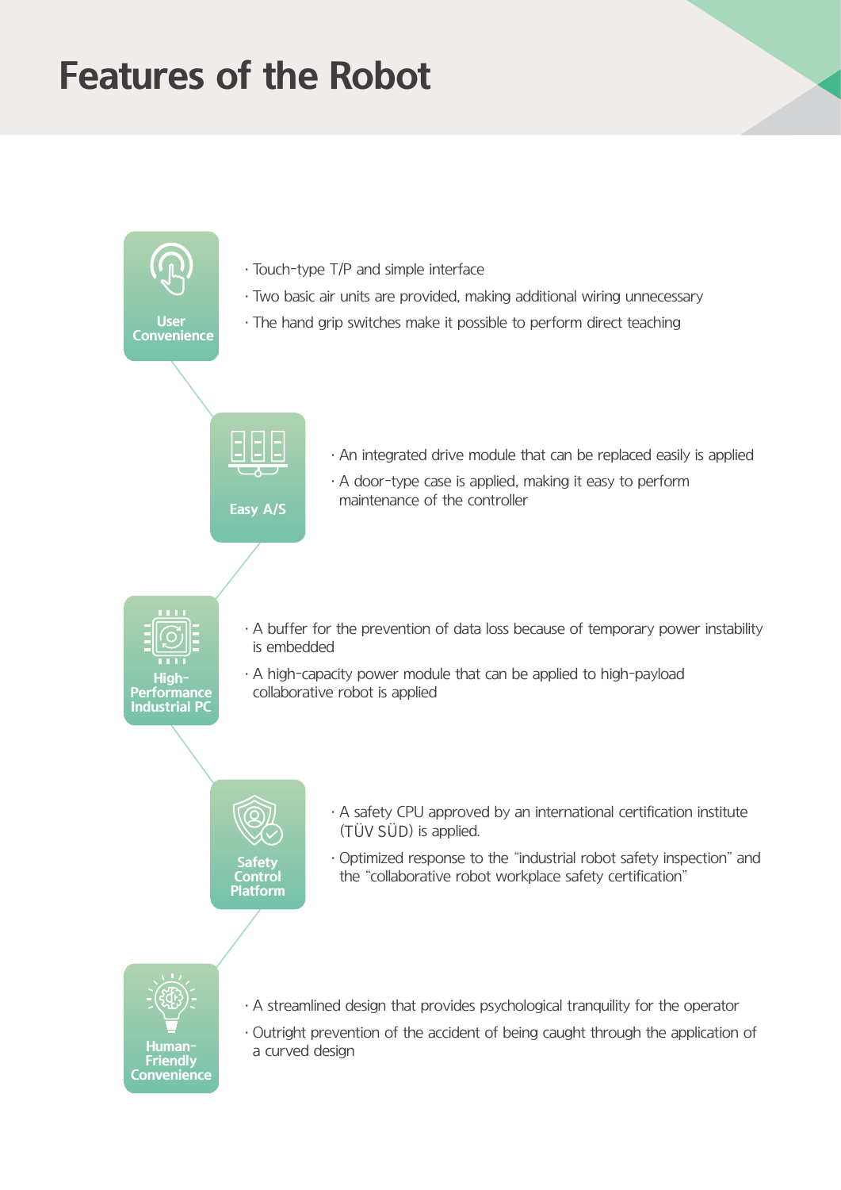# Features of the Robot

## User Convenience

- Touch-type T/P and simple interface
- Two basic air units are provided, making additional wiring unnecessary
- The hand grip switches make it possible to perform direct teaching

## Easy A/S

- An integrated drive module that can be replaced easily is applied
- A door-type case is applied, making it easy to perform maintenance of the controller

## High-Performance Industrial PC

- A buffer for the prevention of data loss because of temporary power instability is embedded
- A high-capacity power module that can be applied to high-payload collaborative robot is applied

## Safety Control Platform

- A safety CPU approved by an international certification institute (TÜV SÜD) is applied.
- Optimized response to the "industrial robot safety inspection" and the "collaborative robot workplace safety certification"

## Human-Friendly Convenience

- A streamlined design that provides psychological tranquility for the operator
- Outright prevention of the accident of being caught through the application of a curved design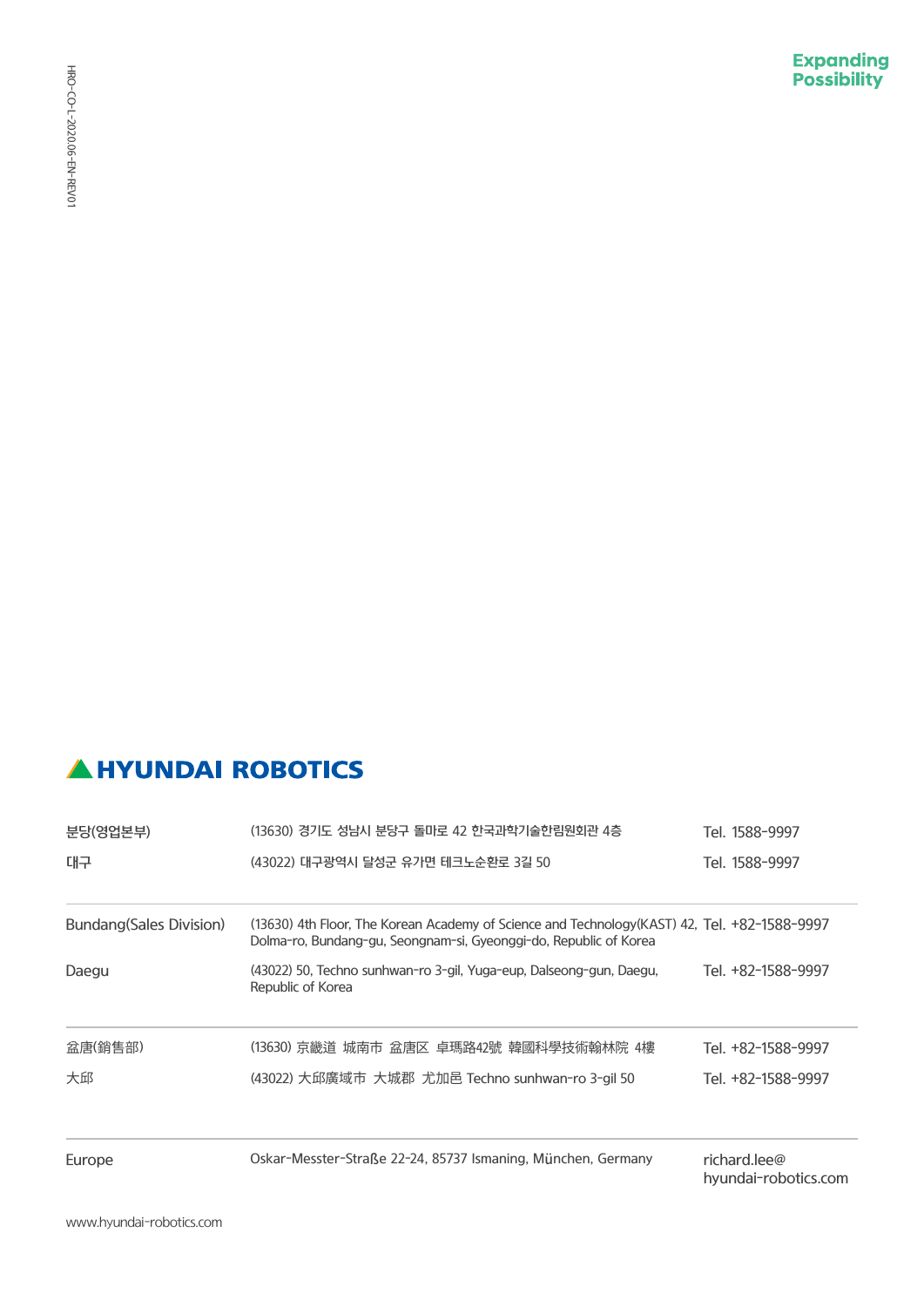Expanding Possibility

HRO-CO-L-2020.06-EN-REV.01

# HYUNDAI ROBOTICS

| | | |
|---|---|---|
| 분당(영업본부) | (13630) 경기도 성남시 분당구 돌마로 42 한국과학기술한림원회관 4층 | Tel. 1588-9997 |
| 대구 | (43022) 대구광역시 달성군 유가면 테크노순환로 3길 50 | Tel. 1588-9997 |
| Bundang(Sales Division) | (13630) 4th Floor, The Korean Academy of Science and Technology(KAST) 42, Dolma-ro, Bundang-gu, Seongnam-si, Gyeonggi-do, Republic of Korea | Tel. +82-1588-9997 |
| Daegu | (43022) 50, Techno sunhwan-ro 3-gil, Yuga-eup, Dalseong-gun, Daegu, Republic of Korea | Tel. +82-1588-9997 |
| 盆唐(銷售部) | (13630) 京畿道 城南市 盆唐区 卓瑪路42號 韓國科學技術翰林院 4樓 | Tel. +82-1588-9997 |
| 大邱 | (43022) 大邱廣域市 大城郡 尤加邑 Techno sunhwan-ro 3-gil 50 | Tel. +82-1588-9997 |
| Europe | Oskar-Messter-Straße 22-24, 85737 Ismaning, München, Germany | richard.lee@hyundai-robotics.com |

www.hyundai-robotics.com